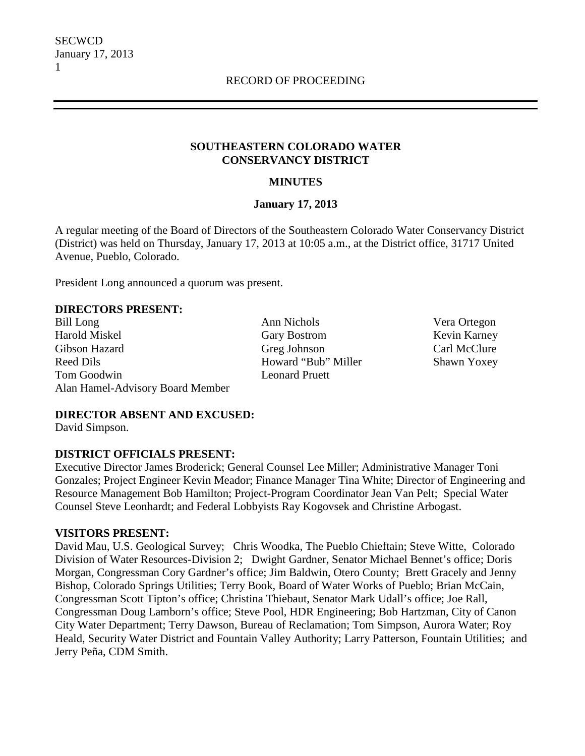RECORD OF PROCEEDING

## SOUTHEASTERN COLORADO WATER CONSERVANCY DISTRICT

### MINUTES

### January 17, 2013

A regular meeting of the Board of Directors of the Southeastern Colorado Water Conservancy District (District) was held on Thursday, January 17, 2013 at 10:05 a.m., at the District office, 31717 United Avenue, Pueblo, Colorado.

President Long announced a quorum was present.

**DIRECTORS PRESENT:**

| | | |
|---|---|---|
| Bill Long | Ann Nichols | Vera Ortegon |
| Harold Miskel | Gary Bostrom | Kevin Karney |
| Gibson Hazard | Greg Johnson | Carl McClure |
| Reed Dils | Howard "Bub" Miller | Shawn Yoxey |
| Tom Goodwin | Leonard Pruett | |
| Alan Hamel-Advisory Board Member | | |

**DIRECTOR ABSENT AND EXCUSED:**
David Simpson.

**DISTRICT OFFICIALS PRESENT:**
Executive Director James Broderick; General Counsel Lee Miller; Administrative Manager Toni Gonzales; Project Engineer Kevin Meador; Finance Manager Tina White; Director of Engineering and Resource Management Bob Hamilton; Project-Program Coordinator Jean Van Pelt; Special Water Counsel Steve Leonhardt; and Federal Lobbyists Ray Kogovsek and Christine Arbogast.

**VISITORS PRESENT:**
David Mau, U.S. Geological Survey; Chris Woodka, The Pueblo Chieftain; Steve Witte, Colorado Division of Water Resources-Division 2; Dwight Gardner, Senator Michael Bennet's office; Doris Morgan, Congressman Cory Gardner's office; Jim Baldwin, Otero County; Brett Gracely and Jenny Bishop, Colorado Springs Utilities; Terry Book, Board of Water Works of Pueblo; Brian McCain, Congressman Scott Tipton's office; Christina Thiebaut, Senator Mark Udall's office; Joe Rall, Congressman Doug Lamborn's office; Steve Pool, HDR Engineering; Bob Hartzman, City of Canon City Water Department; Terry Dawson, Bureau of Reclamation; Tom Simpson, Aurora Water; Roy Heald, Security Water District and Fountain Valley Authority; Larry Patterson, Fountain Utilities; and Jerry Peña, CDM Smith.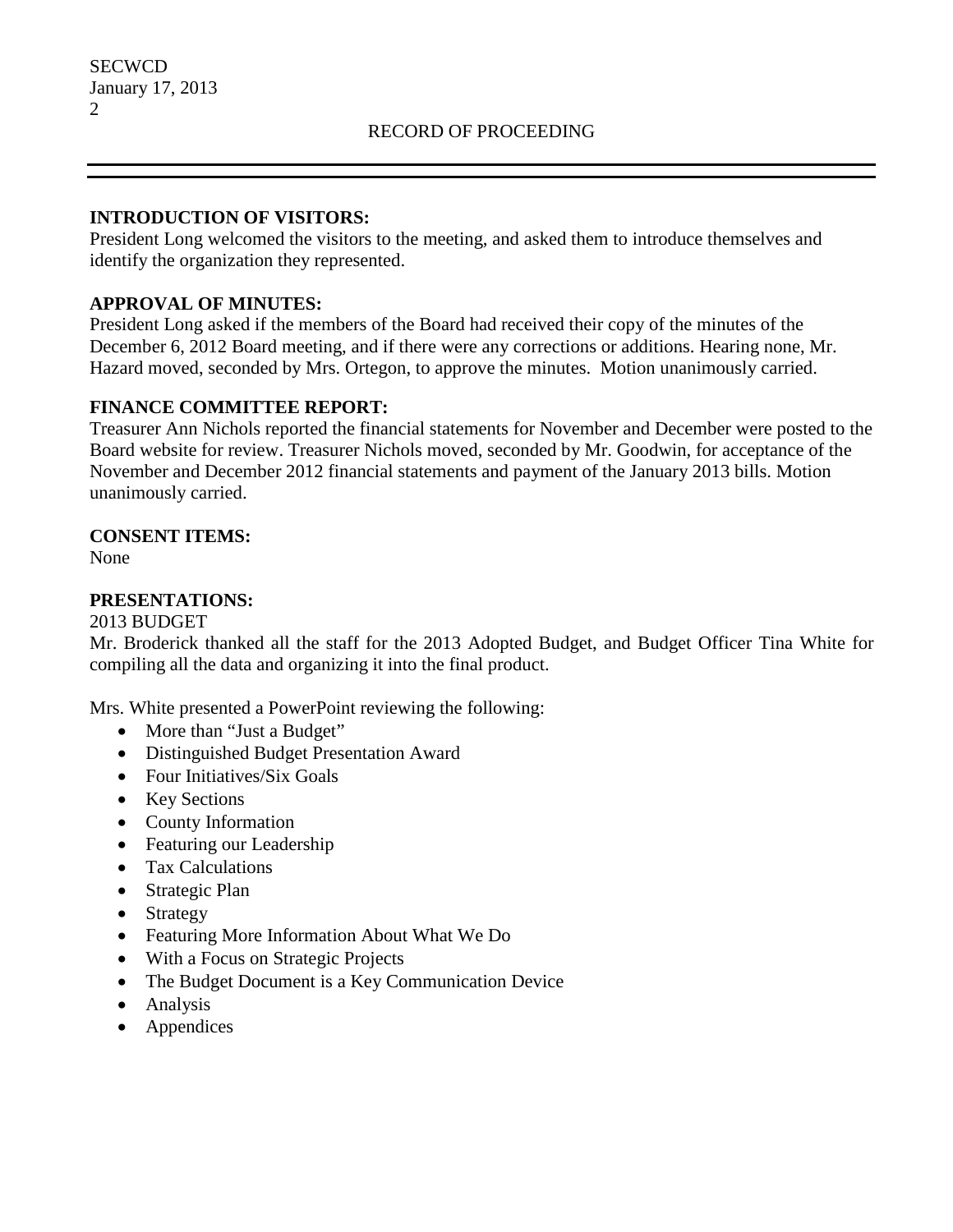**INTRODUCTION OF VISITORS:**
President Long welcomed the visitors to the meeting, and asked them to introduce themselves and identify the organization they represented.

**APPROVAL OF MINUTES:**
President Long asked if the members of the Board had received their copy of the minutes of the December 6, 2012 Board meeting, and if there were any corrections or additions. Hearing none, Mr. Hazard moved, seconded by Mrs. Ortegon, to approve the minutes. Motion unanimously carried.

**FINANCE COMMITTEE REPORT:**
Treasurer Ann Nichols reported the financial statements for November and December were posted to the Board website for review. Treasurer Nichols moved, seconded by Mr. Goodwin, for acceptance of the November and December 2012 financial statements and payment of the January 2013 bills. Motion unanimously carried.

**CONSENT ITEMS:**
None

**PRESENTATIONS:**
2013 BUDGET
Mr. Broderick thanked all the staff for the 2013 Adopted Budget, and Budget Officer Tina White for compiling all the data and organizing it into the final product.

Mrs. White presented a PowerPoint reviewing the following:

- More than "Just a Budget"
- Distinguished Budget Presentation Award
- Four Initiatives/Six Goals
- Key Sections
- County Information
- Featuring our Leadership
- Tax Calculations
- Strategic Plan
- Strategy
- Featuring More Information About What We Do
- With a Focus on Strategic Projects
- The Budget Document is a Key Communication Device
- Analysis
- Appendices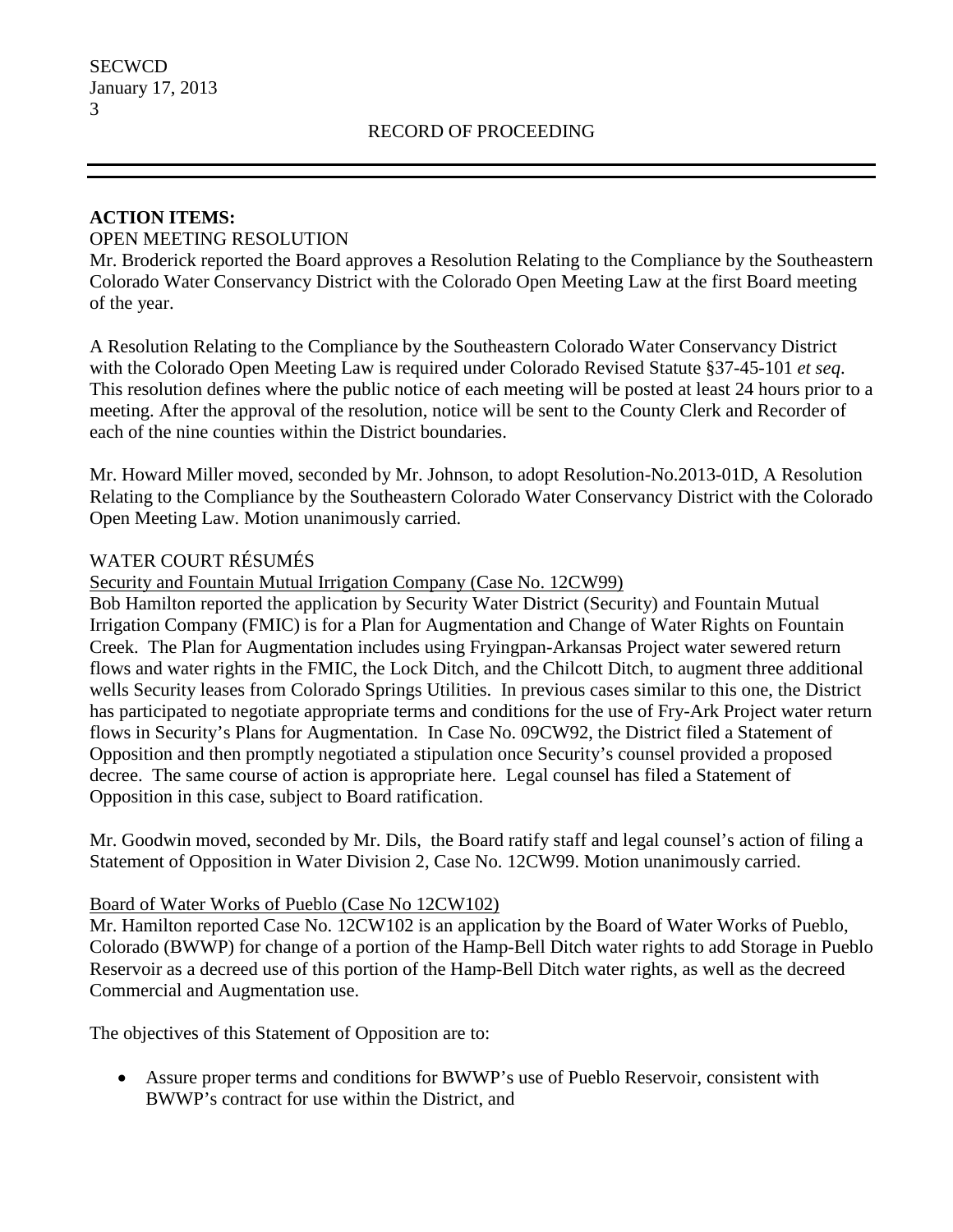**ACTION ITEMS:**

OPEN MEETING RESOLUTION

Mr. Broderick reported the Board approves a Resolution Relating to the Compliance by the Southeastern Colorado Water Conservancy District with the Colorado Open Meeting Law at the first Board meeting of the year.

A Resolution Relating to the Compliance by the Southeastern Colorado Water Conservancy District with the Colorado Open Meeting Law is required under Colorado Revised Statute §37-45-101 *et seq*. This resolution defines where the public notice of each meeting will be posted at least 24 hours prior to a meeting. After the approval of the resolution, notice will be sent to the County Clerk and Recorder of each of the nine counties within the District boundaries.

Mr. Howard Miller moved, seconded by Mr. Johnson, to adopt Resolution-No.2013-01D, A Resolution Relating to the Compliance by the Southeastern Colorado Water Conservancy District with the Colorado Open Meeting Law. Motion unanimously carried.

WATER COURT RÉSUMÉS

Security and Fountain Mutual Irrigation Company (Case No. 12CW99)

Bob Hamilton reported the application by Security Water District (Security) and Fountain Mutual Irrigation Company (FMIC) is for a Plan for Augmentation and Change of Water Rights on Fountain Creek. The Plan for Augmentation includes using Fryingpan-Arkansas Project water sewered return flows and water rights in the FMIC, the Lock Ditch, and the Chilcott Ditch, to augment three additional wells Security leases from Colorado Springs Utilities. In previous cases similar to this one, the District has participated to negotiate appropriate terms and conditions for the use of Fry-Ark Project water return flows in Security's Plans for Augmentation. In Case No. 09CW92, the District filed a Statement of Opposition and then promptly negotiated a stipulation once Security's counsel provided a proposed decree. The same course of action is appropriate here. Legal counsel has filed a Statement of Opposition in this case, subject to Board ratification.

Mr. Goodwin moved, seconded by Mr. Dils, the Board ratify staff and legal counsel's action of filing a Statement of Opposition in Water Division 2, Case No. 12CW99. Motion unanimously carried.

Board of Water Works of Pueblo (Case No 12CW102)

Mr. Hamilton reported Case No. 12CW102 is an application by the Board of Water Works of Pueblo, Colorado (BWWP) for change of a portion of the Hamp-Bell Ditch water rights to add Storage in Pueblo Reservoir as a decreed use of this portion of the Hamp-Bell Ditch water rights, as well as the decreed Commercial and Augmentation use.

The objectives of this Statement of Opposition are to:

- Assure proper terms and conditions for BWWP's use of Pueblo Reservoir, consistent with BWWP's contract for use within the District, and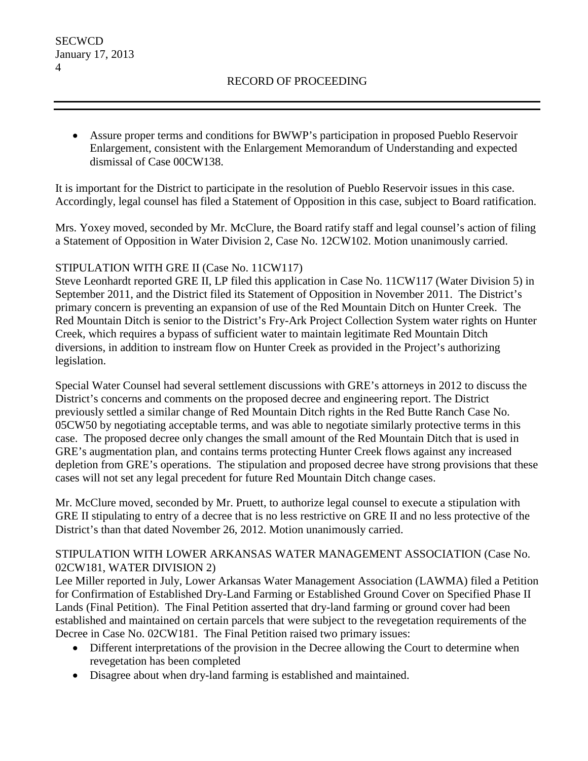- Assure proper terms and conditions for BWWP's participation in proposed Pueblo Reservoir Enlargement, consistent with the Enlargement Memorandum of Understanding and expected dismissal of Case 00CW138.

It is important for the District to participate in the resolution of Pueblo Reservoir issues in this case. Accordingly, legal counsel has filed a Statement of Opposition in this case, subject to Board ratification.

Mrs. Yoxey moved, seconded by Mr. McClure, the Board ratify staff and legal counsel's action of filing a Statement of Opposition in Water Division 2, Case No. 12CW102. Motion unanimously carried.

STIPULATION WITH GRE II (Case No. 11CW117)

Steve Leonhardt reported GRE II, LP filed this application in Case No. 11CW117 (Water Division 5) in September 2011, and the District filed its Statement of Opposition in November 2011. The District's primary concern is preventing an expansion of use of the Red Mountain Ditch on Hunter Creek. The Red Mountain Ditch is senior to the District's Fry-Ark Project Collection System water rights on Hunter Creek, which requires a bypass of sufficient water to maintain legitimate Red Mountain Ditch diversions, in addition to instream flow on Hunter Creek as provided in the Project's authorizing legislation.

Special Water Counsel had several settlement discussions with GRE's attorneys in 2012 to discuss the District's concerns and comments on the proposed decree and engineering report. The District previously settled a similar change of Red Mountain Ditch rights in the Red Butte Ranch Case No. 05CW50 by negotiating acceptable terms, and was able to negotiate similarly protective terms in this case. The proposed decree only changes the small amount of the Red Mountain Ditch that is used in GRE's augmentation plan, and contains terms protecting Hunter Creek flows against any increased depletion from GRE's operations. The stipulation and proposed decree have strong provisions that these cases will not set any legal precedent for future Red Mountain Ditch change cases.

Mr. McClure moved, seconded by Mr. Pruett, to authorize legal counsel to execute a stipulation with GRE II stipulating to entry of a decree that is no less restrictive on GRE II and no less protective of the District's than that dated November 26, 2012. Motion unanimously carried.

STIPULATION WITH LOWER ARKANSAS WATER MANAGEMENT ASSOCIATION (Case No. 02CW181, WATER DIVISION 2)

Lee Miller reported in July, Lower Arkansas Water Management Association (LAWMA) filed a Petition for Confirmation of Established Dry-Land Farming or Established Ground Cover on Specified Phase II Lands (Final Petition). The Final Petition asserted that dry-land farming or ground cover had been established and maintained on certain parcels that were subject to the revegetation requirements of the Decree in Case No. 02CW181. The Final Petition raised two primary issues:

- Different interpretations of the provision in the Decree allowing the Court to determine when revegetation has been completed
- Disagree about when dry-land farming is established and maintained.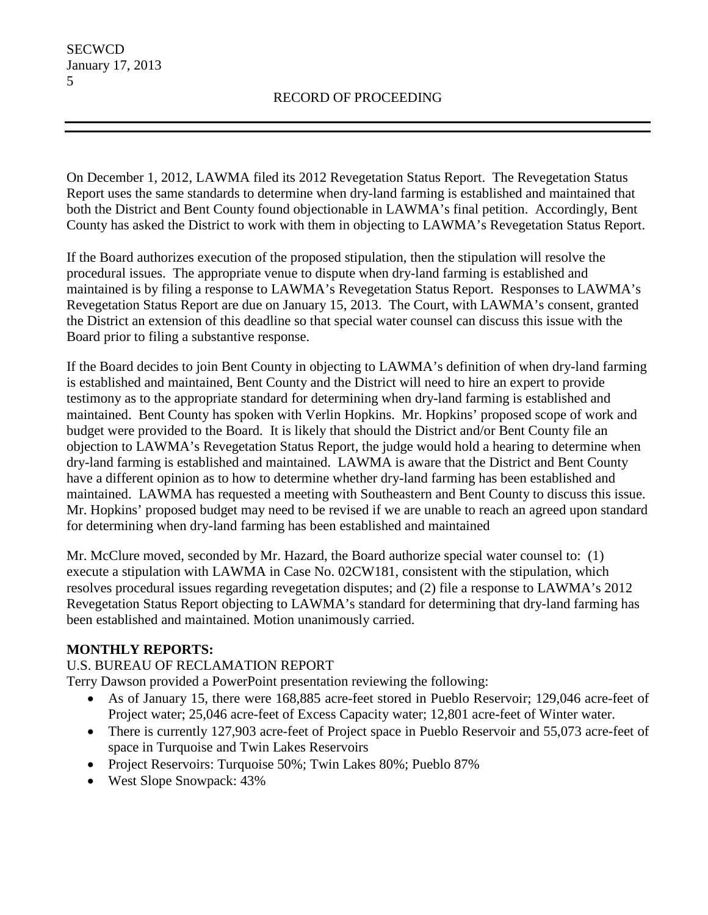On December 1, 2012, LAWMA filed its 2012 Revegetation Status Report. The Revegetation Status Report uses the same standards to determine when dry-land farming is established and maintained that both the District and Bent County found objectionable in LAWMA's final petition. Accordingly, Bent County has asked the District to work with them in objecting to LAWMA's Revegetation Status Report.

If the Board authorizes execution of the proposed stipulation, then the stipulation will resolve the procedural issues. The appropriate venue to dispute when dry-land farming is established and maintained is by filing a response to LAWMA's Revegetation Status Report. Responses to LAWMA's Revegetation Status Report are due on January 15, 2013. The Court, with LAWMA's consent, granted the District an extension of this deadline so that special water counsel can discuss this issue with the Board prior to filing a substantive response.

If the Board decides to join Bent County in objecting to LAWMA's definition of when dry-land farming is established and maintained, Bent County and the District will need to hire an expert to provide testimony as to the appropriate standard for determining when dry-land farming is established and maintained. Bent County has spoken with Verlin Hopkins. Mr. Hopkins' proposed scope of work and budget were provided to the Board. It is likely that should the District and/or Bent County file an objection to LAWMA's Revegetation Status Report, the judge would hold a hearing to determine when dry-land farming is established and maintained. LAWMA is aware that the District and Bent County have a different opinion as to how to determine whether dry-land farming has been established and maintained. LAWMA has requested a meeting with Southeastern and Bent County to discuss this issue. Mr. Hopkins' proposed budget may need to be revised if we are unable to reach an agreed upon standard for determining when dry-land farming has been established and maintained

Mr. McClure moved, seconded by Mr. Hazard, the Board authorize special water counsel to: (1) execute a stipulation with LAWMA in Case No. 02CW181, consistent with the stipulation, which resolves procedural issues regarding revegetation disputes; and (2) file a response to LAWMA's 2012 Revegetation Status Report objecting to LAWMA's standard for determining that dry-land farming has been established and maintained. Motion unanimously carried.

**MONTHLY REPORTS:**

U.S. BUREAU OF RECLAMATION REPORT

Terry Dawson provided a PowerPoint presentation reviewing the following:

- As of January 15, there were 168,885 acre-feet stored in Pueblo Reservoir; 129,046 acre-feet of Project water; 25,046 acre-feet of Excess Capacity water; 12,801 acre-feet of Winter water.
- There is currently 127,903 acre-feet of Project space in Pueblo Reservoir and 55,073 acre-feet of space in Turquoise and Twin Lakes Reservoirs
- Project Reservoirs: Turquoise 50%; Twin Lakes 80%; Pueblo 87%
- West Slope Snowpack: 43%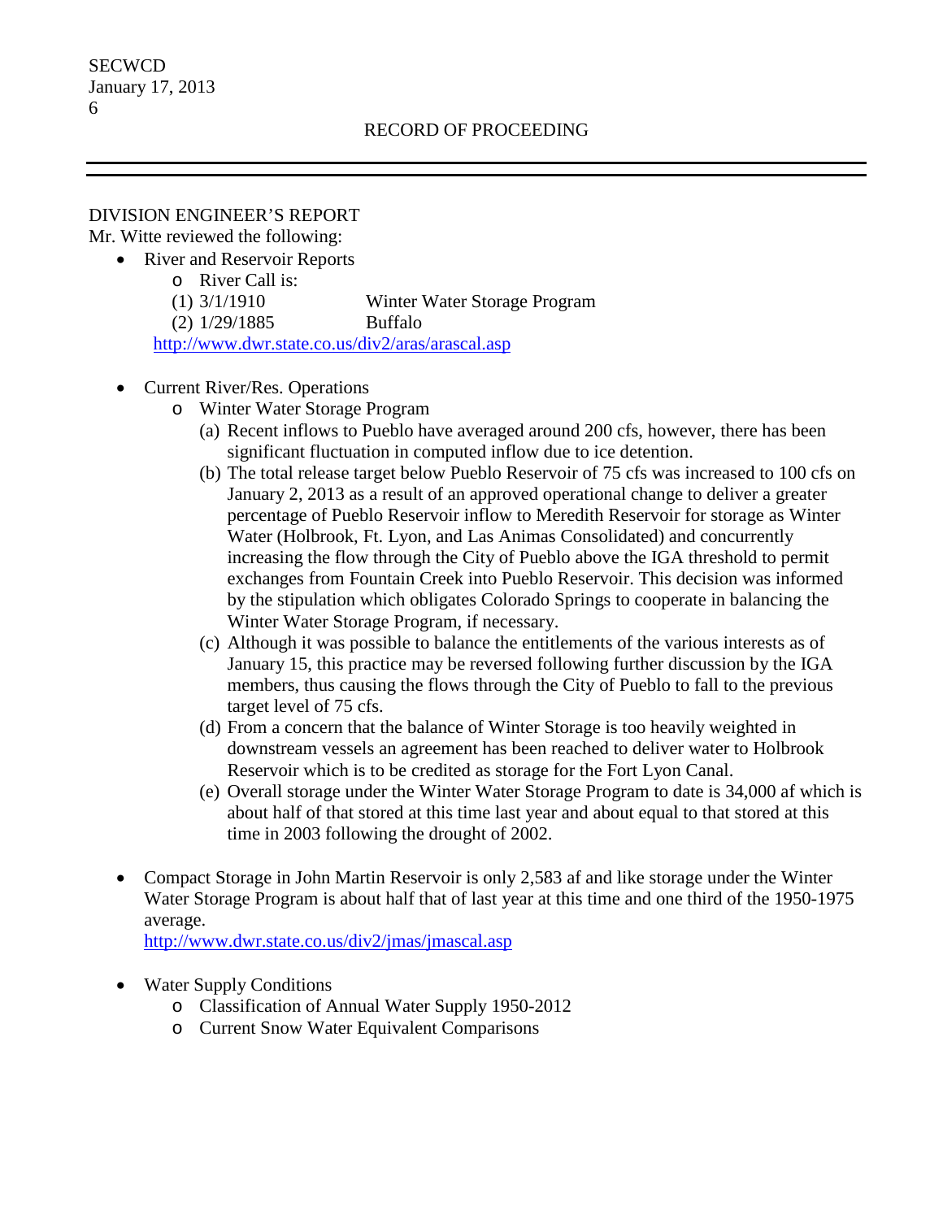RECORD OF PROCEEDING

DIVISION ENGINEER'S REPORT

Mr. Witte reviewed the following:

- River and Reservoir Reports
  - River Call is:

    (1) 3/1/1910 Winter Water Storage Program

    (2) 1/29/1885 Buffalo

  http://www.dwr.state.co.us/div2/aras/arascal.asp

- Current River/Res. Operations
  - Winter Water Storage Program
    - (a) Recent inflows to Pueblo have averaged around 200 cfs, however, there has been significant fluctuation in computed inflow due to ice detention.
    - (b) The total release target below Pueblo Reservoir of 75 cfs was increased to 100 cfs on January 2, 2013 as a result of an approved operational change to deliver a greater percentage of Pueblo Reservoir inflow to Meredith Reservoir for storage as Winter Water (Holbrook, Ft. Lyon, and Las Animas Consolidated) and concurrently increasing the flow through the City of Pueblo above the IGA threshold to permit exchanges from Fountain Creek into Pueblo Reservoir. This decision was informed by the stipulation which obligates Colorado Springs to cooperate in balancing the Winter Water Storage Program, if necessary.
    - (c) Although it was possible to balance the entitlements of the various interests as of January 15, this practice may be reversed following further discussion by the IGA members, thus causing the flows through the City of Pueblo to fall to the previous target level of 75 cfs.
    - (d) From a concern that the balance of Winter Storage is too heavily weighted in downstream vessels an agreement has been reached to deliver water to Holbrook Reservoir which is to be credited as storage for the Fort Lyon Canal.
    - (e) Overall storage under the Winter Water Storage Program to date is 34,000 af which is about half of that stored at this time last year and about equal to that stored at this time in 2003 following the drought of 2002.

- Compact Storage in John Martin Reservoir is only 2,583 af and like storage under the Winter Water Storage Program is about half that of last year at this time and one third of the 1950-1975 average.

  http://www.dwr.state.co.us/div2/jmas/jmascal.asp

- Water Supply Conditions
  - Classification of Annual Water Supply 1950-2012
  - Current Snow Water Equivalent Comparisons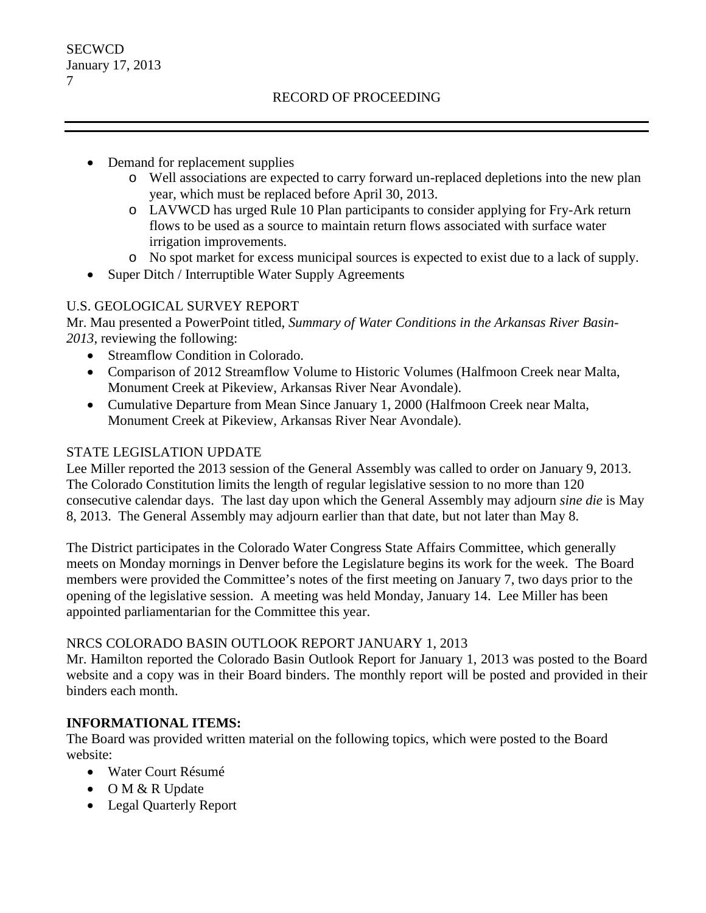- Demand for replacement supplies
    - Well associations are expected to carry forward un-replaced depletions into the new plan year, which must be replaced before April 30, 2013.
    - LAVWCD has urged Rule 10 Plan participants to consider applying for Fry-Ark return flows to be used as a source to maintain return flows associated with surface water irrigation improvements.
    - No spot market for excess municipal sources is expected to exist due to a lack of supply.
- Super Ditch / Interruptible Water Supply Agreements

U.S. GEOLOGICAL SURVEY REPORT

Mr. Mau presented a PowerPoint titled, *Summary of Water Conditions in the Arkansas River Basin-2013*, reviewing the following:

- Streamflow Condition in Colorado.
- Comparison of 2012 Streamflow Volume to Historic Volumes (Halfmoon Creek near Malta, Monument Creek at Pikeview, Arkansas River Near Avondale).
- Cumulative Departure from Mean Since January 1, 2000 (Halfmoon Creek near Malta, Monument Creek at Pikeview, Arkansas River Near Avondale).

STATE LEGISLATION UPDATE

Lee Miller reported the 2013 session of the General Assembly was called to order on January 9, 2013. The Colorado Constitution limits the length of regular legislative session to no more than 120 consecutive calendar days. The last day upon which the General Assembly may adjourn *sine die* is May 8, 2013. The General Assembly may adjourn earlier than that date, but not later than May 8.

The District participates in the Colorado Water Congress State Affairs Committee, which generally meets on Monday mornings in Denver before the Legislature begins its work for the week. The Board members were provided the Committee's notes of the first meeting on January 7, two days prior to the opening of the legislative session. A meeting was held Monday, January 14. Lee Miller has been appointed parliamentarian for the Committee this year.

NRCS COLORADO BASIN OUTLOOK REPORT JANUARY 1, 2013

Mr. Hamilton reported the Colorado Basin Outlook Report for January 1, 2013 was posted to the Board website and a copy was in their Board binders. The monthly report will be posted and provided in their binders each month.

**INFORMATIONAL ITEMS:**

The Board was provided written material on the following topics, which were posted to the Board website:

- Water Court Résumé
- O M & R Update
- Legal Quarterly Report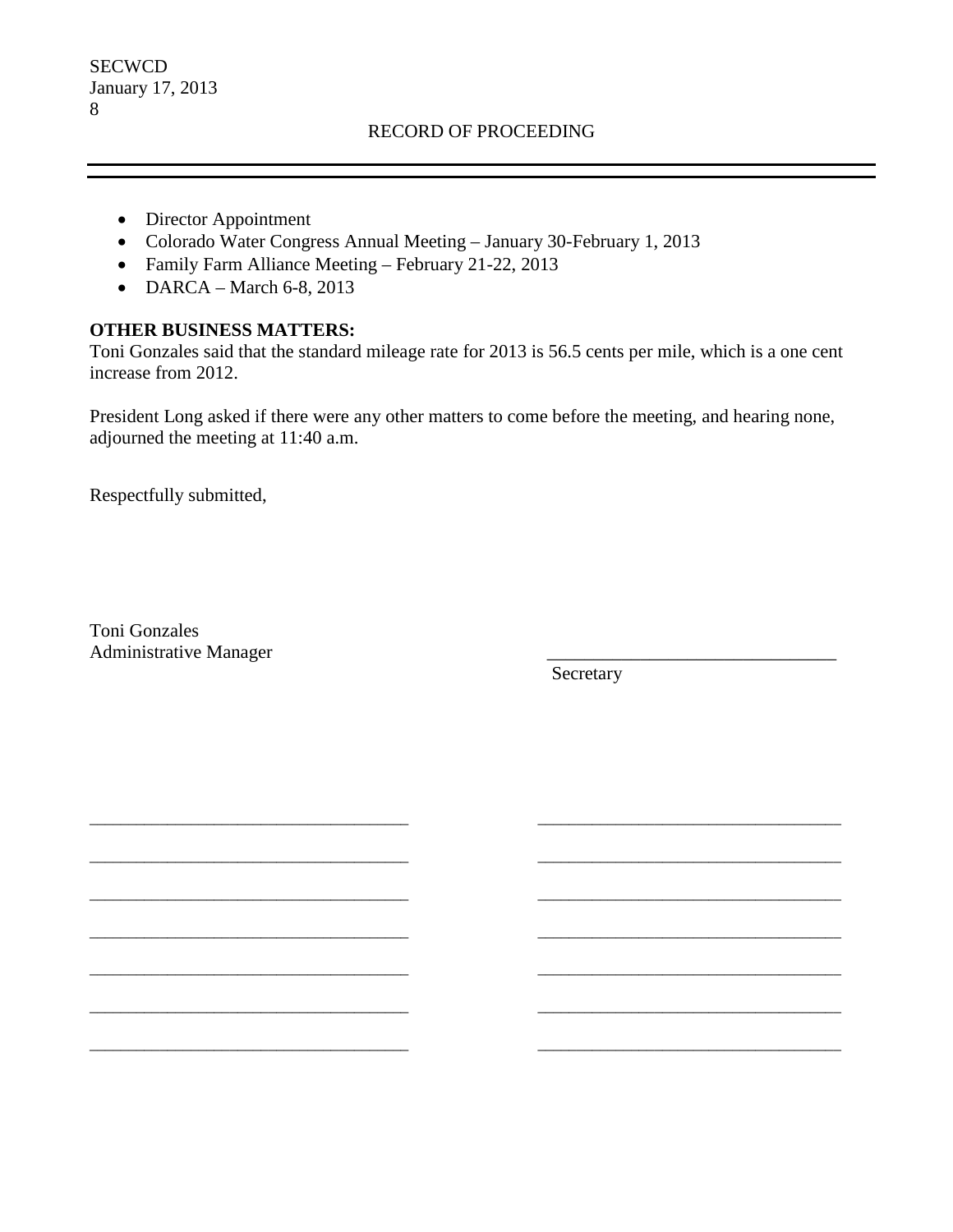- Director Appointment
- Colorado Water Congress Annual Meeting – January 30-February 1, 2013
- Family Farm Alliance Meeting – February 21-22, 2013
- DARCA – March 6-8, 2013

**OTHER BUSINESS MATTERS:**
Toni Gonzales said that the standard mileage rate for 2013 is 56.5 cents per mile, which is a one cent increase from 2012.

President Long asked if there were any other matters to come before the meeting, and hearing none, adjourned the meeting at 11:40 a.m.

Respectfully submitted,

Toni Gonzales
Administrative Manager

_______________________________
Secretary

_________________________________ _________________________________

_________________________________ _________________________________

_________________________________ _________________________________

_________________________________ _________________________________

_________________________________ _________________________________

_________________________________ _________________________________

_________________________________ _________________________________